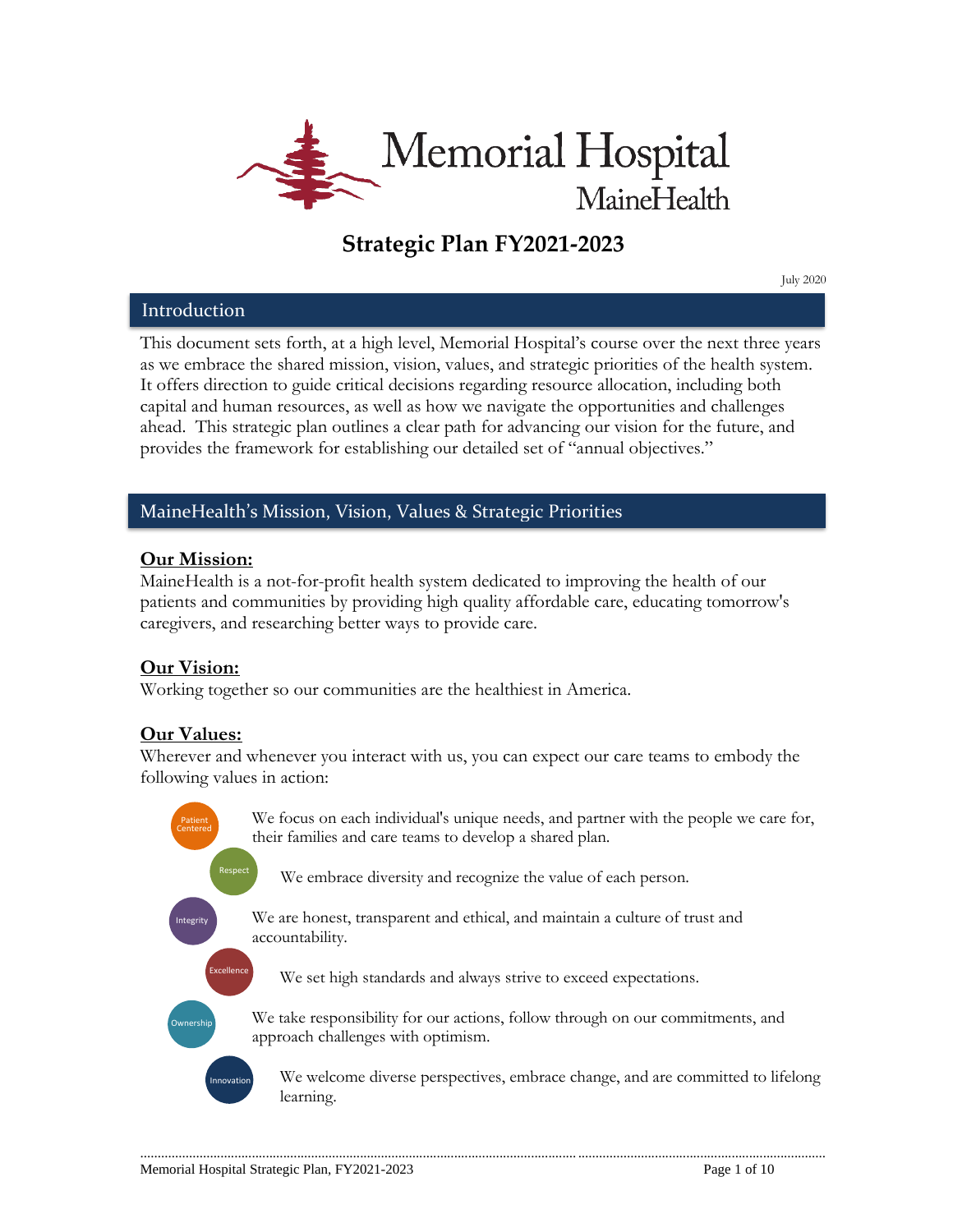# Memorial Hospital
MaineHealth

# Strategic Plan FY2021-2023

July 2020

## Introduction

This document sets forth, at a high level, Memorial Hospital's course over the next three years as we embrace the shared mission, vision, values, and strategic priorities of the health system. It offers direction to guide critical decisions regarding resource allocation, including both capital and human resources, as well as how we navigate the opportunities and challenges ahead. This strategic plan outlines a clear path for advancing our vision for the future, and provides the framework for establishing our detailed set of "annual objectives."

## MaineHealth's Mission, Vision, Values & Strategic Priorities

### Our Mission:

MaineHealth is a not-for-profit health system dedicated to improving the health of our patients and communities by providing high quality affordable care, educating tomorrow's caregivers, and researching better ways to provide care.

### Our Vision:

Working together so our communities are the healthiest in America.

### Our Values:

Wherever and whenever you interact with us, you can expect our care teams to embody the following values in action:

- **Patient Centered**: We focus on each individual's unique needs, and partner with the people we care for, their families and care teams to develop a shared plan.
- **Respect**: We embrace diversity and recognize the value of each person.
- **Integrity**: We are honest, transparent and ethical, and maintain a culture of trust and accountability.
- **Excellence**: We set high standards and always strive to exceed expectations.
- **Ownership**: We take responsibility for our actions, follow through on our commitments, and approach challenges with optimism.
- **Innovation**: We welcome diverse perspectives, embrace change, and are committed to lifelong learning.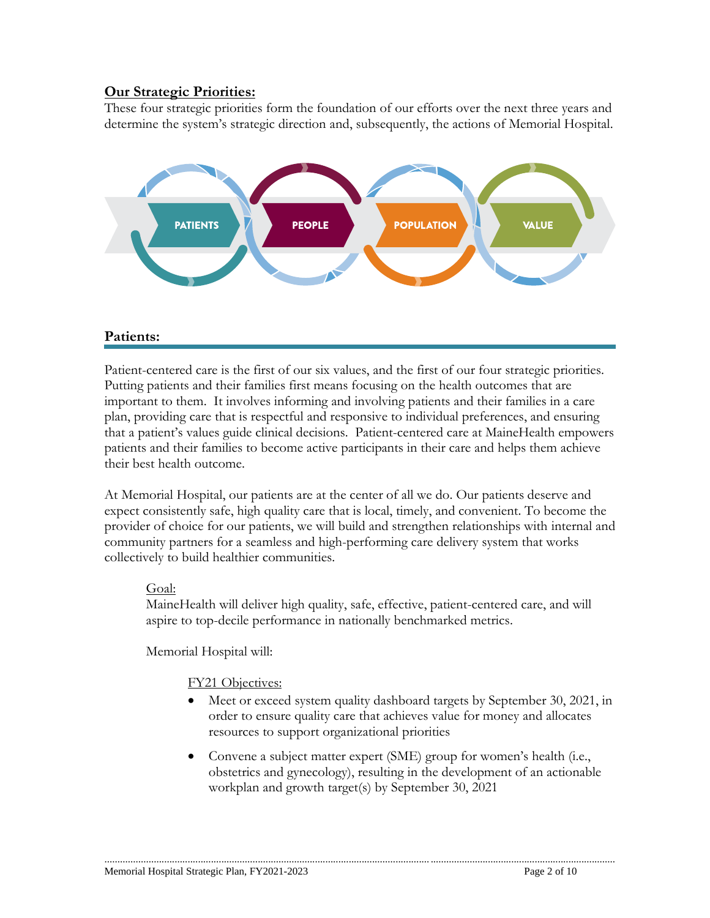## Our Strategic Priorities:

These four strategic priorities form the foundation of our efforts over the next three years and determine the system's strategic direction and, subsequently, the actions of Memorial Hospital.

PATIENTS | PEOPLE | POPULATION | VALUE

## Patients:

Patient-centered care is the first of our six values, and the first of our four strategic priorities. Putting patients and their families first means focusing on the health outcomes that are important to them. It involves informing and involving patients and their families in a care plan, providing care that is respectful and responsive to individual preferences, and ensuring that a patient's values guide clinical decisions. Patient-centered care at MaineHealth empowers patients and their families to become active participants in their care and helps them achieve their best health outcome.

At Memorial Hospital, our patients are at the center of all we do. Our patients deserve and expect consistently safe, high quality care that is local, timely, and convenient. To become the provider of choice for our patients, we will build and strengthen relationships with internal and community partners for a seamless and high-performing care delivery system that works collectively to build healthier communities.

Goal:
MaineHealth will deliver high quality, safe, effective, patient-centered care, and will aspire to top-decile performance in nationally benchmarked metrics.

Memorial Hospital will:

FY21 Objectives:

- Meet or exceed system quality dashboard targets by September 30, 2021, in order to ensure quality care that achieves value for money and allocates resources to support organizational priorities
- Convene a subject matter expert (SME) group for women's health (i.e., obstetrics and gynecology), resulting in the development of an actionable workplan and growth target(s) by September 30, 2021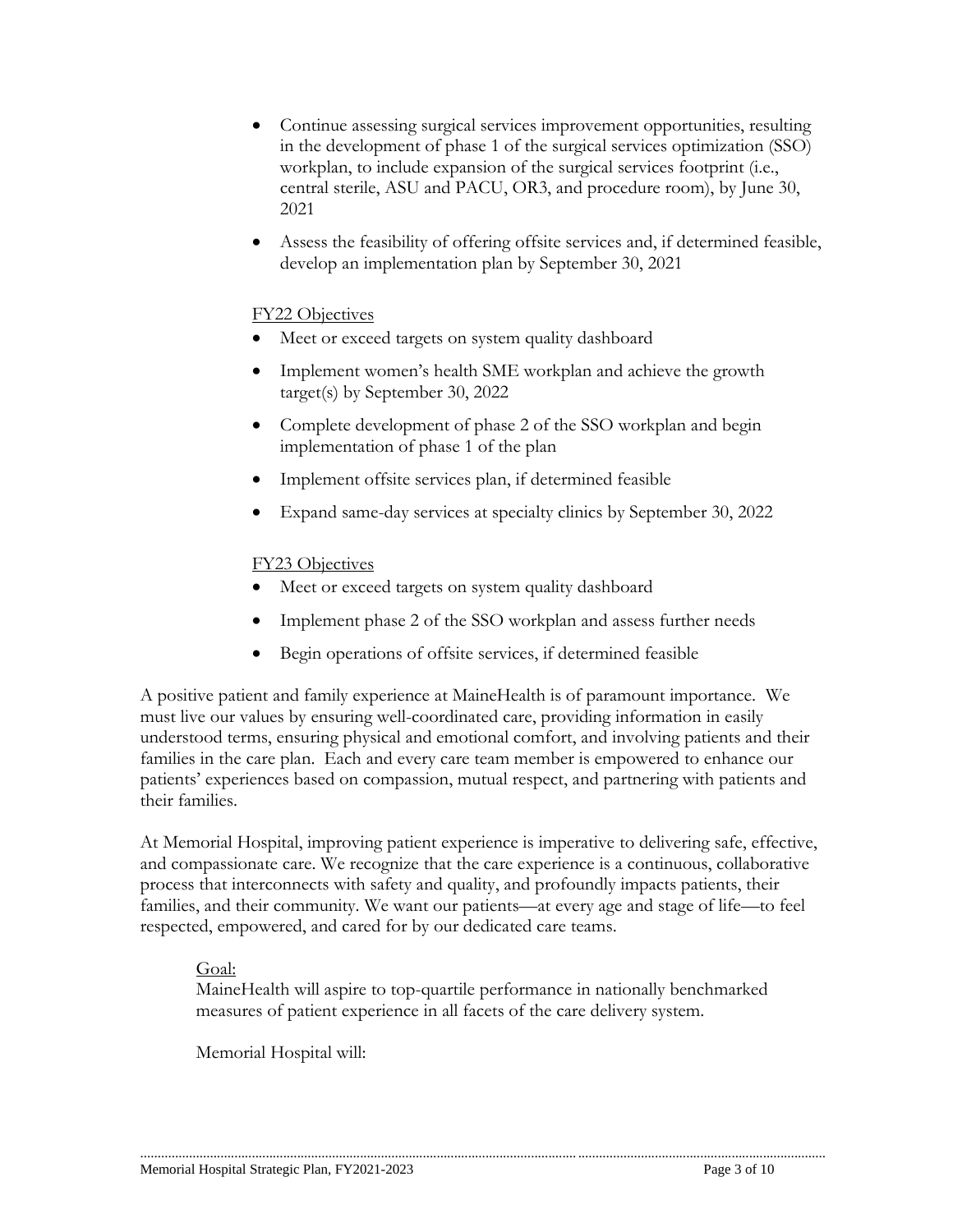- Continue assessing surgical services improvement opportunities, resulting in the development of phase 1 of the surgical services optimization (SSO) workplan, to include expansion of the surgical services footprint (i.e., central sterile, ASU and PACU, OR3, and procedure room), by June 30, 2021
- Assess the feasibility of offering offsite services and, if determined feasible, develop an implementation plan by September 30, 2021

<u>FY22 Objectives</u>

- Meet or exceed targets on system quality dashboard
- Implement women's health SME workplan and achieve the growth target(s) by September 30, 2022
- Complete development of phase 2 of the SSO workplan and begin implementation of phase 1 of the plan
- Implement offsite services plan, if determined feasible
- Expand same-day services at specialty clinics by September 30, 2022

<u>FY23 Objectives</u>

- Meet or exceed targets on system quality dashboard
- Implement phase 2 of the SSO workplan and assess further needs
- Begin operations of offsite services, if determined feasible

A positive patient and family experience at MaineHealth is of paramount importance. We must live our values by ensuring well-coordinated care, providing information in easily understood terms, ensuring physical and emotional comfort, and involving patients and their families in the care plan. Each and every care team member is empowered to enhance our patients' experiences based on compassion, mutual respect, and partnering with patients and their families.

At Memorial Hospital, improving patient experience is imperative to delivering safe, effective, and compassionate care. We recognize that the care experience is a continuous, collaborative process that interconnects with safety and quality, and profoundly impacts patients, their families, and their community. We want our patients—at every age and stage of life—to feel respected, empowered, and cared for by our dedicated care teams.

<u>Goal:</u>
MaineHealth will aspire to top-quartile performance in nationally benchmarked measures of patient experience in all facets of the care delivery system.

Memorial Hospital will: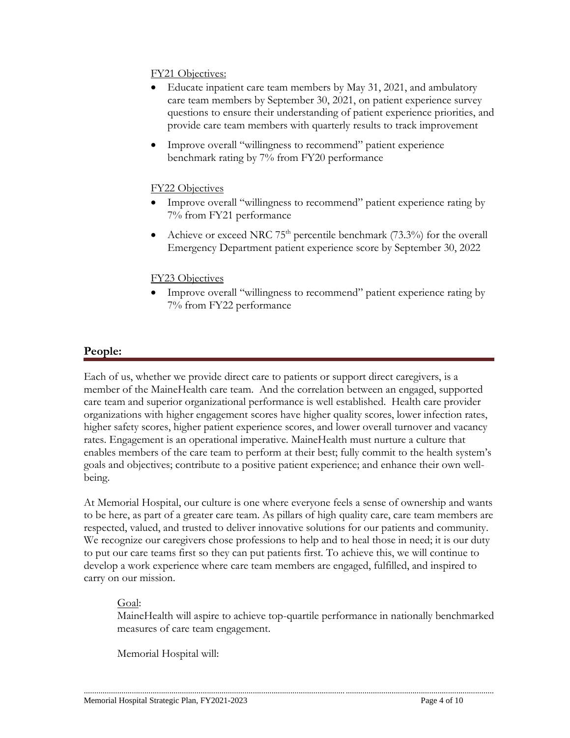FY21 Objectives:

- Educate inpatient care team members by May 31, 2021, and ambulatory care team members by September 30, 2021, on patient experience survey questions to ensure their understanding of patient experience priorities, and provide care team members with quarterly results to track improvement
- Improve overall "willingness to recommend" patient experience benchmark rating by 7% from FY20 performance

FY22 Objectives

- Improve overall "willingness to recommend" patient experience rating by 7% from FY21 performance
- Achieve or exceed NRC 75th percentile benchmark (73.3%) for the overall Emergency Department patient experience score by September 30, 2022

FY23 Objectives

- Improve overall "willingness to recommend" patient experience rating by 7% from FY22 performance

## People:

Each of us, whether we provide direct care to patients or support direct caregivers, is a member of the MaineHealth care team. And the correlation between an engaged, supported care team and superior organizational performance is well established. Health care provider organizations with higher engagement scores have higher quality scores, lower infection rates, higher safety scores, higher patient experience scores, and lower overall turnover and vacancy rates. Engagement is an operational imperative. MaineHealth must nurture a culture that enables members of the care team to perform at their best; fully commit to the health system's goals and objectives; contribute to a positive patient experience; and enhance their own well-being.

At Memorial Hospital, our culture is one where everyone feels a sense of ownership and wants to be here, as part of a greater care team. As pillars of high quality care, care team members are respected, valued, and trusted to deliver innovative solutions for our patients and community. We recognize our caregivers chose professions to help and to heal those in need; it is our duty to put our care teams first so they can put patients first. To achieve this, we will continue to develop a work experience where care team members are engaged, fulfilled, and inspired to carry on our mission.

Goal:
MaineHealth will aspire to achieve top-quartile performance in nationally benchmarked measures of care team engagement.

Memorial Hospital will: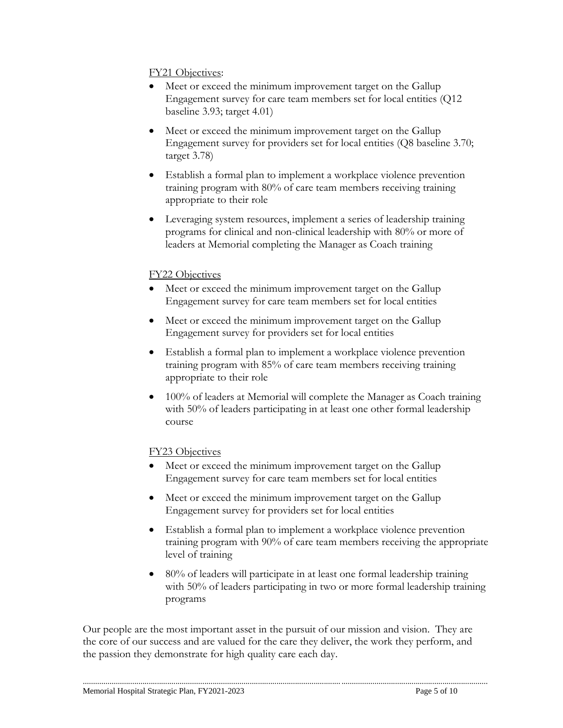<u>FY21 Objectives</u>:

- Meet or exceed the minimum improvement target on the Gallup Engagement survey for care team members set for local entities (Q12 baseline 3.93; target 4.01)
- Meet or exceed the minimum improvement target on the Gallup Engagement survey for providers set for local entities (Q8 baseline 3.70; target 3.78)
- Establish a formal plan to implement a workplace violence prevention training program with 80% of care team members receiving training appropriate to their role
- Leveraging system resources, implement a series of leadership training programs for clinical and non-clinical leadership with 80% or more of leaders at Memorial completing the Manager as Coach training

<u>FY22 Objectives</u>

- Meet or exceed the minimum improvement target on the Gallup Engagement survey for care team members set for local entities
- Meet or exceed the minimum improvement target on the Gallup Engagement survey for providers set for local entities
- Establish a formal plan to implement a workplace violence prevention training program with 85% of care team members receiving training appropriate to their role
- 100% of leaders at Memorial will complete the Manager as Coach training with 50% of leaders participating in at least one other formal leadership course

<u>FY23 Objectives</u>

- Meet or exceed the minimum improvement target on the Gallup Engagement survey for care team members set for local entities
- Meet or exceed the minimum improvement target on the Gallup Engagement survey for providers set for local entities
- Establish a formal plan to implement a workplace violence prevention training program with 90% of care team members receiving the appropriate level of training
- 80% of leaders will participate in at least one formal leadership training with 50% of leaders participating in two or more formal leadership training programs

Our people are the most important asset in the pursuit of our mission and vision. They are the core of our success and are valued for the care they deliver, the work they perform, and the passion they demonstrate for high quality care each day.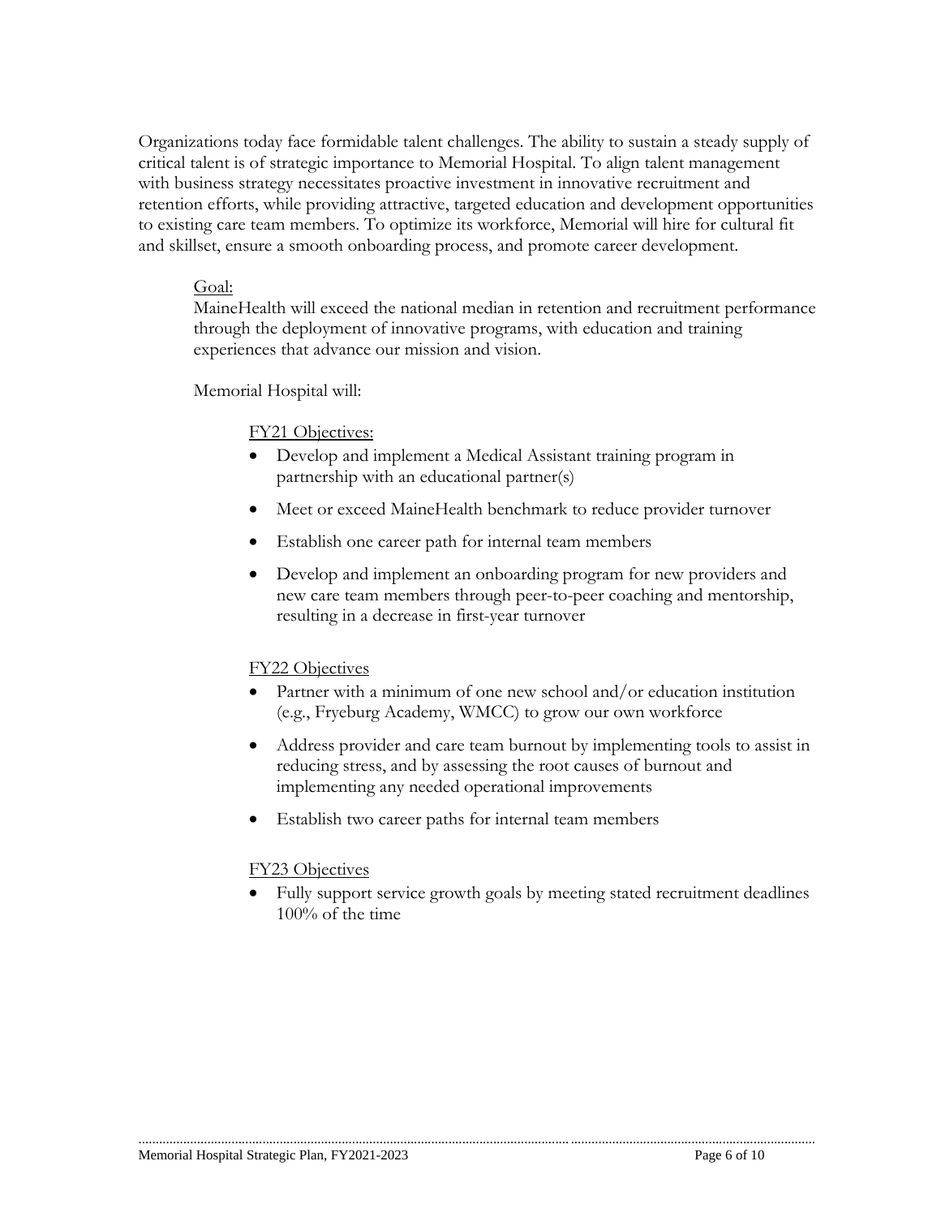Organizations today face formidable talent challenges. The ability to sustain a steady supply of critical talent is of strategic importance to Memorial Hospital. To align talent management with business strategy necessitates proactive investment in innovative recruitment and retention efforts, while providing attractive, targeted education and development opportunities to existing care team members. To optimize its workforce, Memorial will hire for cultural fit and skillset, ensure a smooth onboarding process, and promote career development.

Goal:

MaineHealth will exceed the national median in retention and recruitment performance through the deployment of innovative programs, with education and training experiences that advance our mission and vision.

Memorial Hospital will:

FY21 Objectives:

- Develop and implement a Medical Assistant training program in partnership with an educational partner(s)
- Meet or exceed MaineHealth benchmark to reduce provider turnover
- Establish one career path for internal team members
- Develop and implement an onboarding program for new providers and new care team members through peer-to-peer coaching and mentorship, resulting in a decrease in first-year turnover

FY22 Objectives

- Partner with a minimum of one new school and/or education institution (e.g., Fryeburg Academy, WMCC) to grow our own workforce
- Address provider and care team burnout by implementing tools to assist in reducing stress, and by assessing the root causes of burnout and implementing any needed operational improvements
- Establish two career paths for internal team members

FY23 Objectives

- Fully support service growth goals by meeting stated recruitment deadlines 100% of the time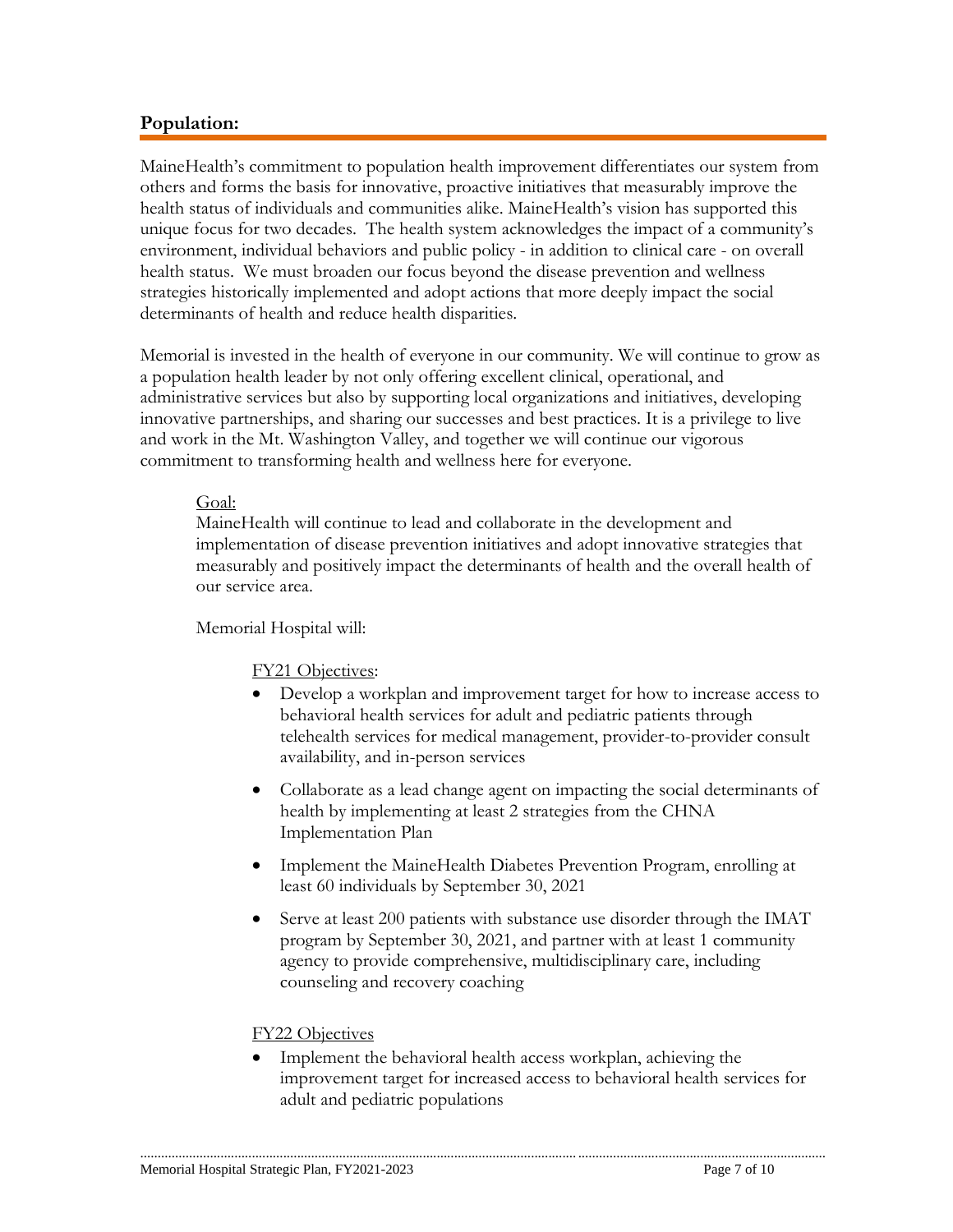## Population:

MaineHealth's commitment to population health improvement differentiates our system from others and forms the basis for innovative, proactive initiatives that measurably improve the health status of individuals and communities alike. MaineHealth's vision has supported this unique focus for two decades. The health system acknowledges the impact of a community's environment, individual behaviors and public policy - in addition to clinical care - on overall health status. We must broaden our focus beyond the disease prevention and wellness strategies historically implemented and adopt actions that more deeply impact the social determinants of health and reduce health disparities.

Memorial is invested in the health of everyone in our community. We will continue to grow as a population health leader by not only offering excellent clinical, operational, and administrative services but also by supporting local organizations and initiatives, developing innovative partnerships, and sharing our successes and best practices. It is a privilege to live and work in the Mt. Washington Valley, and together we will continue our vigorous commitment to transforming health and wellness here for everyone.

Goal:

MaineHealth will continue to lead and collaborate in the development and implementation of disease prevention initiatives and adopt innovative strategies that measurably and positively impact the determinants of health and the overall health of our service area.

Memorial Hospital will:

FY21 Objectives:

- Develop a workplan and improvement target for how to increase access to behavioral health services for adult and pediatric patients through telehealth services for medical management, provider-to-provider consult availability, and in-person services
- Collaborate as a lead change agent on impacting the social determinants of health by implementing at least 2 strategies from the CHNA Implementation Plan
- Implement the MaineHealth Diabetes Prevention Program, enrolling at least 60 individuals by September 30, 2021
- Serve at least 200 patients with substance use disorder through the IMAT program by September 30, 2021, and partner with at least 1 community agency to provide comprehensive, multidisciplinary care, including counseling and recovery coaching

FY22 Objectives

- Implement the behavioral health access workplan, achieving the improvement target for increased access to behavioral health services for adult and pediatric populations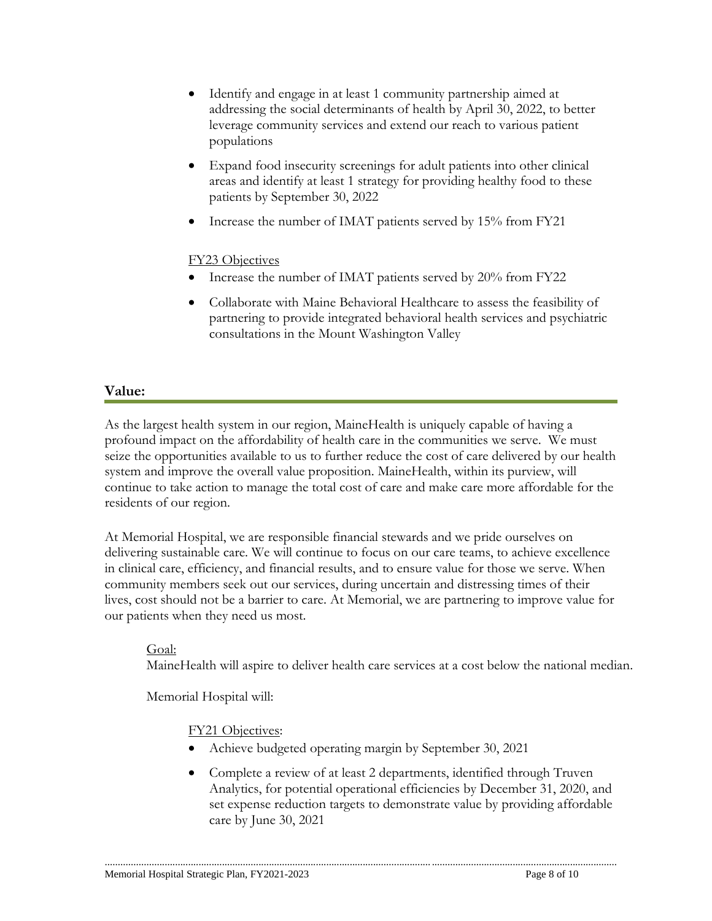- Identify and engage in at least 1 community partnership aimed at addressing the social determinants of health by April 30, 2022, to better leverage community services and extend our reach to various patient populations

- Expand food insecurity screenings for adult patients into other clinical areas and identify at least 1 strategy for providing healthy food to these patients by September 30, 2022

- Increase the number of IMAT patients served by 15% from FY21

FY23 Objectives

- Increase the number of IMAT patients served by 20% from FY22

- Collaborate with Maine Behavioral Healthcare to assess the feasibility of partnering to provide integrated behavioral health services and psychiatric consultations in the Mount Washington Valley

## Value:

As the largest health system in our region, MaineHealth is uniquely capable of having a profound impact on the affordability of health care in the communities we serve. We must seize the opportunities available to us to further reduce the cost of care delivered by our health system and improve the overall value proposition. MaineHealth, within its purview, will continue to take action to manage the total cost of care and make care more affordable for the residents of our region.

At Memorial Hospital, we are responsible financial stewards and we pride ourselves on delivering sustainable care. We will continue to focus on our care teams, to achieve excellence in clinical care, efficiency, and financial results, and to ensure value for those we serve. When community members seek out our services, during uncertain and distressing times of their lives, cost should not be a barrier to care. At Memorial, we are partnering to improve value for our patients when they need us most.

Goal:
MaineHealth will aspire to deliver health care services at a cost below the national median.

Memorial Hospital will:

FY21 Objectives:

- Achieve budgeted operating margin by September 30, 2021

- Complete a review of at least 2 departments, identified through Truven Analytics, for potential operational efficiencies by December 31, 2020, and set expense reduction targets to demonstrate value by providing affordable care by June 30, 2021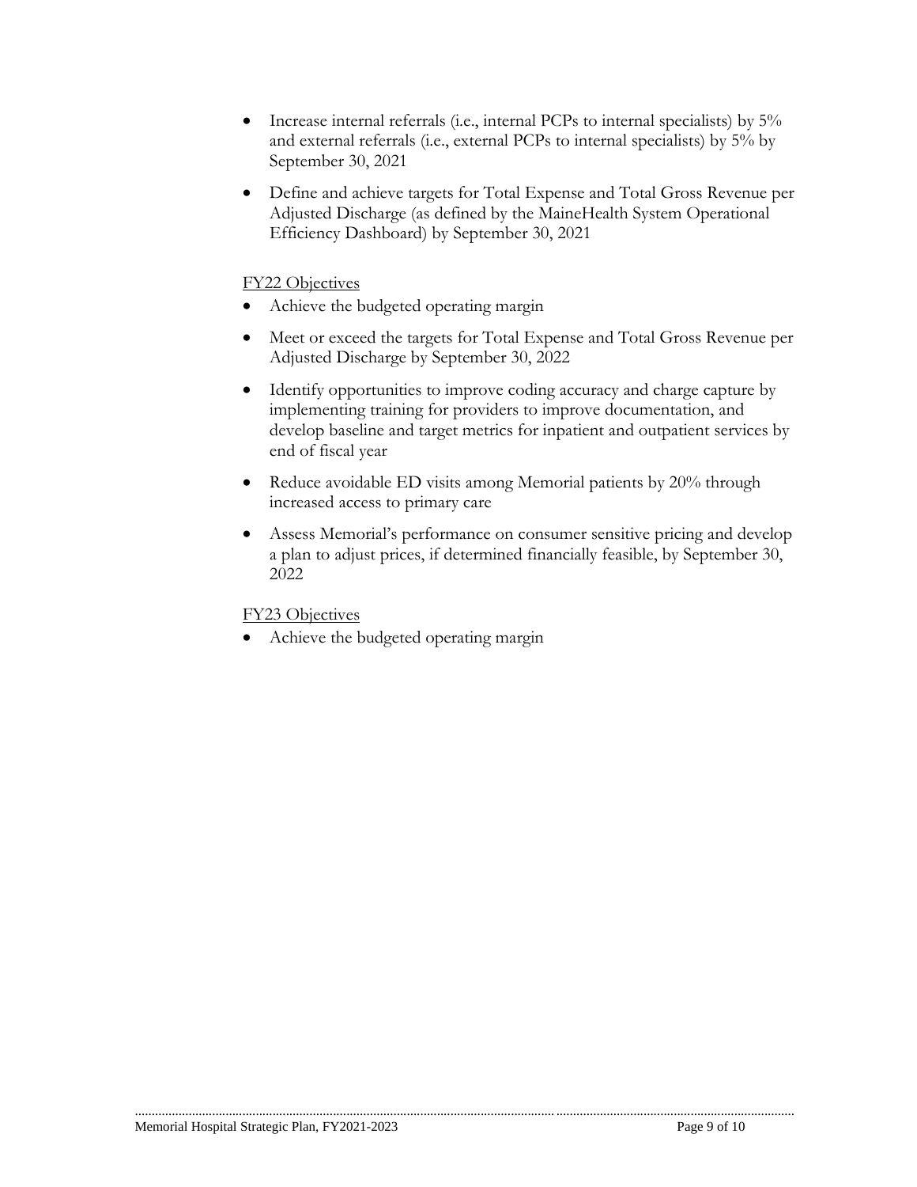- Increase internal referrals (i.e., internal PCPs to internal specialists) by 5% and external referrals (i.e., external PCPs to internal specialists) by 5% by September 30, 2021
- Define and achieve targets for Total Expense and Total Gross Revenue per Adjusted Discharge (as defined by the MaineHealth System Operational Efficiency Dashboard) by September 30, 2021

<u>FY22 Objectives</u>

- Achieve the budgeted operating margin
- Meet or exceed the targets for Total Expense and Total Gross Revenue per Adjusted Discharge by September 30, 2022
- Identify opportunities to improve coding accuracy and charge capture by implementing training for providers to improve documentation, and develop baseline and target metrics for inpatient and outpatient services by end of fiscal year
- Reduce avoidable ED visits among Memorial patients by 20% through increased access to primary care
- Assess Memorial's performance on consumer sensitive pricing and develop a plan to adjust prices, if determined financially feasible, by September 30, 2022

<u>FY23 Objectives</u>

- Achieve the budgeted operating margin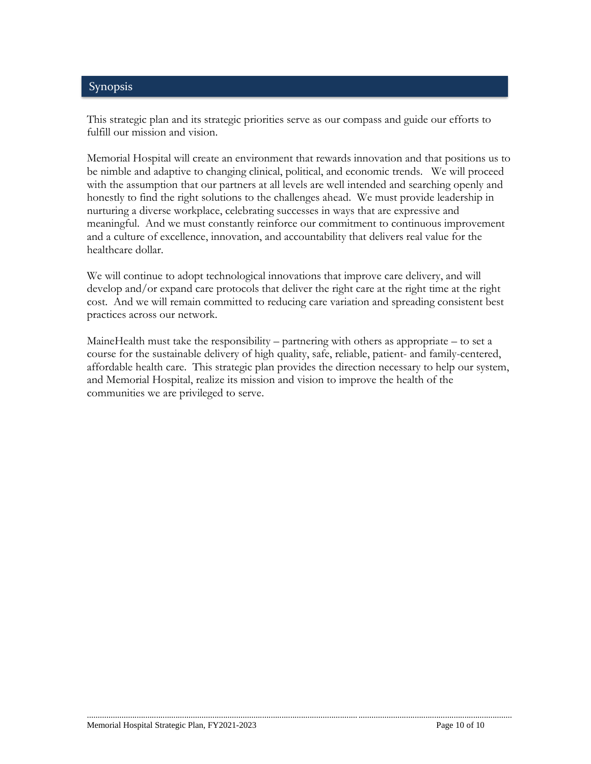## Synopsis

This strategic plan and its strategic priorities serve as our compass and guide our efforts to fulfill our mission and vision.

Memorial Hospital will create an environment that rewards innovation and that positions us to be nimble and adaptive to changing clinical, political, and economic trends. We will proceed with the assumption that our partners at all levels are well intended and searching openly and honestly to find the right solutions to the challenges ahead. We must provide leadership in nurturing a diverse workplace, celebrating successes in ways that are expressive and meaningful. And we must constantly reinforce our commitment to continuous improvement and a culture of excellence, innovation, and accountability that delivers real value for the healthcare dollar.

We will continue to adopt technological innovations that improve care delivery, and will develop and/or expand care protocols that deliver the right care at the right time at the right cost. And we will remain committed to reducing care variation and spreading consistent best practices across our network.

MaineHealth must take the responsibility – partnering with others as appropriate – to set a course for the sustainable delivery of high quality, safe, reliable, patient- and family-centered, affordable health care. This strategic plan provides the direction necessary to help our system, and Memorial Hospital, realize its mission and vision to improve the health of the communities we are privileged to serve.